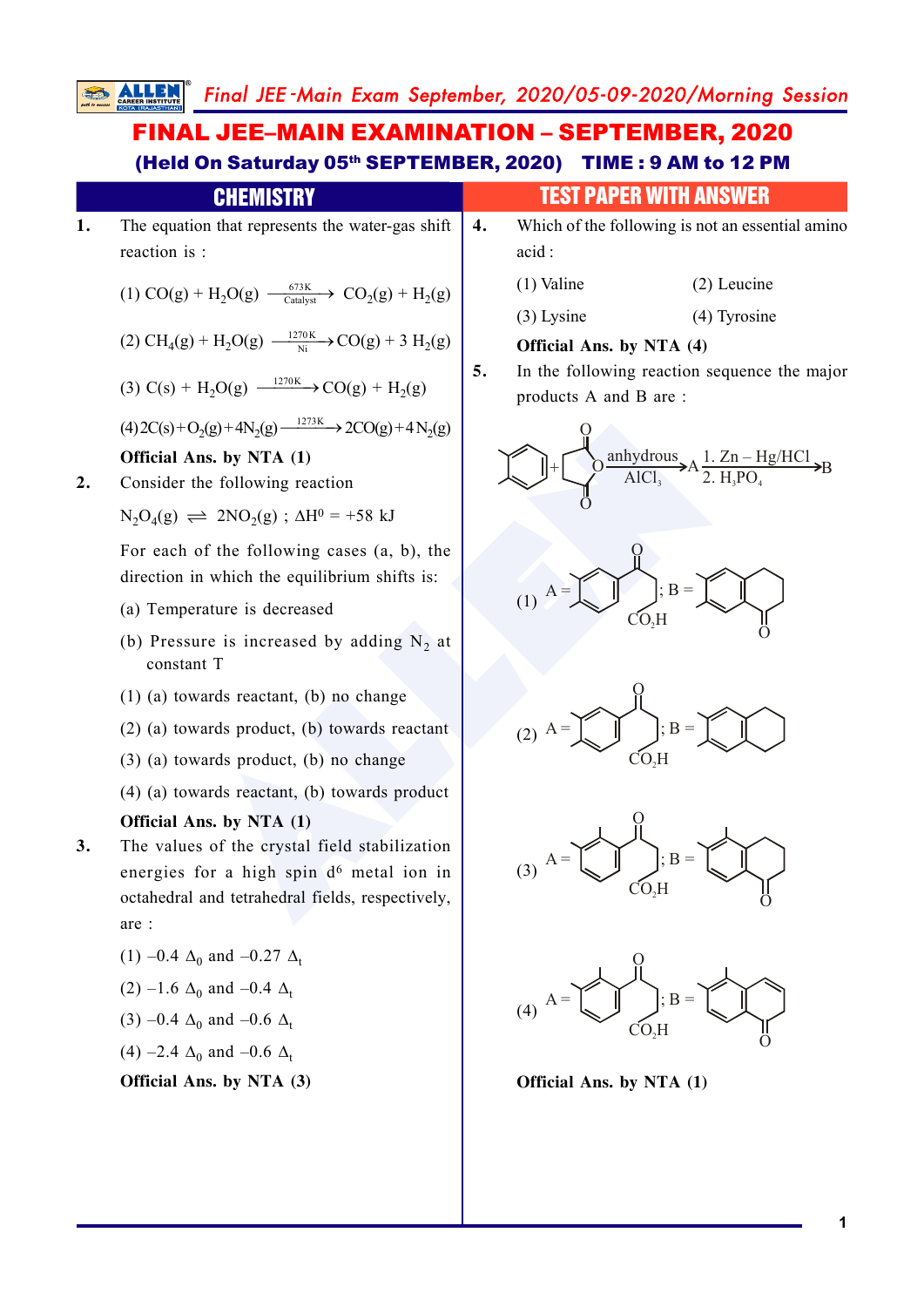# FINAL JEE–MAIN EXAMINATION – SEPTEMBER, 2020

**(Held On Saturday 05th SEPTEMBER, 2020) TIME : 9 AM to 12 PM**

## CHEMISTRY — TEST PAPER WITH ANSWER

**1.** The equation that represents the water-gas shift reaction is :

(1) $CO(g) + H_2O(g) \xrightarrow[\text{Catalyst}]{673K} CO_2(g) + H_2(g)$

(2) $CH_4(g) + H_2O(g) \xrightarrow[\text{Ni}]{1270K} CO(g) + 3\,H_2(g)$

(3) $C(s) + H_2O(g) \xrightarrow{1270K} CO(g) + H_2(g)$

(4) $2C(s) + O_2(g) + 4N_2(g) \xrightarrow{1273K} 2CO(g) + 4N_2(g)$

**Official Ans. by NTA (1)**

**2.** Consider the following reaction

$N_2O_4(g) \rightleftharpoons 2NO_2(g)$ ; $\Delta H^0 = +58$ kJ

For each of the following cases (a, b), the direction in which the equilibrium shifts is:

(a) Temperature is decreased

(b) Pressure is increased by adding $N_2$ at constant T

(1) (a) towards reactant, (b) no change

(2) (a) towards product, (b) towards reactant

(3) (a) towards product, (b) no change

(4) (a) towards reactant, (b) towards product

**Official Ans. by NTA (1)**

**3.** The values of the crystal field stabilization energies for a high spin $d^6$ metal ion in octahedral and tetrahedral fields, respectively, are :

(1) $-0.4\ \Delta_0$ and $-0.27\ \Delta_t$

(2) $-1.6\ \Delta_0$ and $-0.4\ \Delta_t$

(3) $-0.4\ \Delta_0$ and $-0.6\ \Delta_t$

(4) $-2.4\ \Delta_0$ and $-0.6\ \Delta_t$

**Official Ans. by NTA (3)**

**4.** Which of the following is not an essential amino acid :

(1) Valine (2) Leucine

(3) Lysine (4) Tyrosine

**Official Ans. by NTA (4)**

**5.** In the following reaction sequence the major products A and B are :

Toluene + succinic anhydride $\xrightarrow{\text{anhydrous } AlCl_3}$ A $\xrightarrow[2.\ H_3PO_4]{1.\ Zn-Hg/HCl}$ B

(1) A = p-methylphenyl–CO–$CH_2CH_2$–$CO_2H$ ; B = 7-methyl-1-tetralone (methyl-substituted tetralone with C=O)

(2) A = p-methylphenyl–CO–$CH_2CH_2$–$CO_2H$ ; B = methyl-substituted tetralin (no C=O)

(3) A = o-methylphenyl–CO–$CH_2CH_2$–$CO_2H$ ; B = methyl-substituted tetralone (methyl on aromatic ring ortho position)

(4) A = o-methylphenyl–CO–$CH_2CH_2$–$CO_2H$ ; B = methyl-substituted tetralone (alternate ring arrangement)

**Official Ans. by NTA (1)**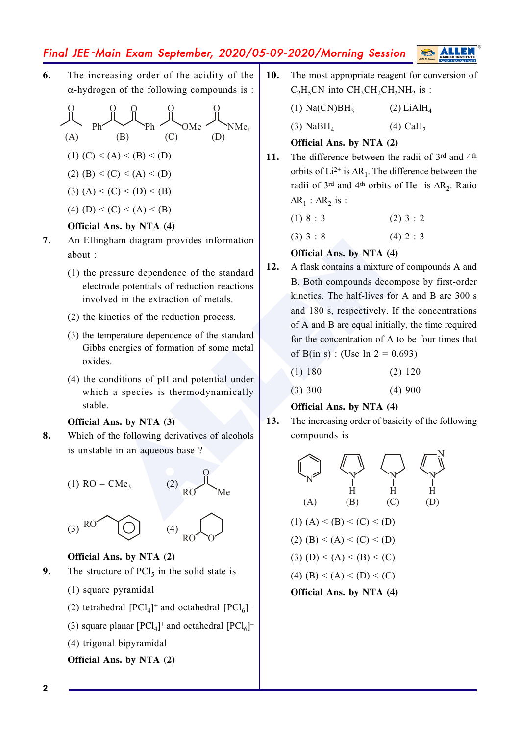**6.** The increasing order of the acidity of the α-hydrogen of the following compounds is :

(A) acetone $CH_3COCH_3$ (B) $PhCOCH_2COPh$ (C) $CH_3COOMe$ (D) $CH_3CONMe_2$

(1) (C) < (A) < (B) < (D)

(2) (B) < (C) < (A) < (D)

(3) (A) < (C) < (D) < (B)

(4) (D) < (C) < (A) < (B)

**Official Ans. by NTA (4)**

**7.** An Ellingham diagram provides information about :

(1) the pressure dependence of the standard electrode potentials of reduction reactions involved in the extraction of metals.

(2) the kinetics of the reduction process.

(3) the temperature dependence of the standard Gibbs energies of formation of some metal oxides.

(4) the conditions of pH and potential under which a species is thermodynamically stable.

**Official Ans. by NTA (3)**

**8.** Which of the following derivatives of alcohols is unstable in an aqueous base ?

(1) $RO - CMe_3$ (2) $RO-CO-Me$

(3) $RO-CH_2-C_6H_5$ (4) RO–(tetrahydropyran-2-yl)

**Official Ans. by NTA (2)**

**9.** The structure of $PCl_5$ in the solid state is

(1) square pyramidal

(2) tetrahedral $[PCl_4]^+$ and octahedral $[PCl_6]^-$

(3) square planar $[PCl_4]^+$ and octahedral $[PCl_6]^-$

(4) trigonal bipyramidal

**Official Ans. by NTA (2)**

**10.** The most appropriate reagent for conversion of $C_2H_5CN$ into $CH_3CH_2CH_2NH_2$ is :

(1) $Na(CN)BH_3$ (2) $LiAlH_4$

(3) $NaBH_4$ (4) $CaH_2$

**Official Ans. by NTA (2)**

**11.** The difference between the radii of 3rd and 4th orbits of $Li^{2+}$ is $\Delta R_1$. The difference between the radii of 3rd and 4th orbits of $He^+$ is $\Delta R_2$. Ratio $\Delta R_1 : \Delta R_2$ is :

(1) 8 : 3 (2) 3 : 2

(3) 3 : 8 (4) 2 : 3

**Official Ans. by NTA (4)**

**12.** A flask contains a mixture of compounds A and B. Both compounds decompose by first-order kinetics. The half-lives for A and B are 300 s and 180 s, respectively. If the concentrations of A and B are equal initially, the time required for the concentration of A to be four times that of B(in s) : (Use ln 2 = 0.693)

(1) 180 (2) 120

(3) 300 (4) 900

**Official Ans. by NTA (4)**

**13.** The increasing order of basicity of the following compounds is

(A) pyridine (B) pyrrole (C) pyrrolidine (D) imidazole

(1) (A) < (B) < (C) < (D)

(2) (B) < (A) < (C) < (D)

(3) (D) < (A) < (B) < (C)

(4) (B) < (A) < (D) < (C)

**Official Ans. by NTA (4)**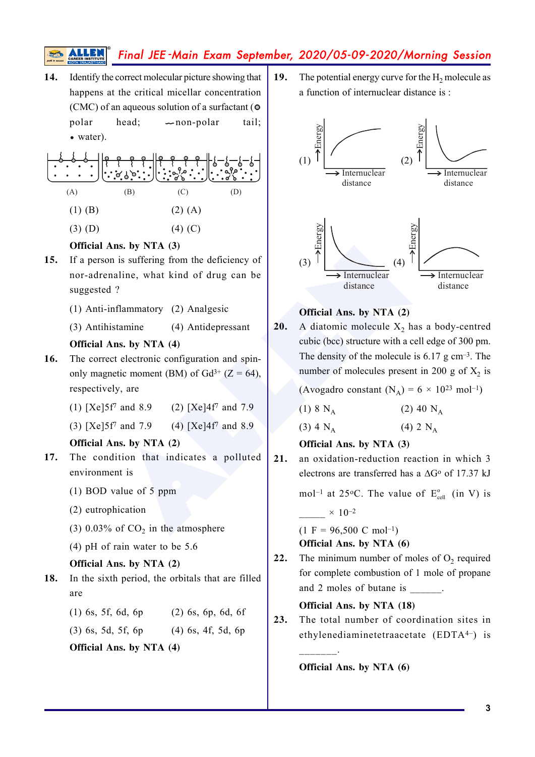**14.** Identify the correct molecular picture showing that happens at the critical micellar concentration (CMC) of an aqueous solution of a surfactant (⊙ polar head; ∼ non-polar tail; • water).

(A) (B) (C) (D)

(1) (B) (2) (A)

(3) (D) (4) (C)

**Official Ans. by NTA (3)**

**15.** If a person is suffering from the deficiency of nor-adrenaline, what kind of drug can be suggested ?

(1) Anti-inflammatory (2) Analgesic

(3) Antihistamine (4) Antidepressant

**Official Ans. by NTA (4)**

**16.** The correct electronic configuration and spin-only magnetic moment (BM) of $Gd^{3+}$ (Z = 64), respectively, are

(1) $[Xe]5f^7$ and 8.9 (2) $[Xe]4f^7$ and 7.9

(3) $[Xe]5f^7$ and 7.9 (4) $[Xe]4f^7$ and 8.9

**Official Ans. by NTA (2)**

**17.** The condition that indicates a polluted environment is

(1) BOD value of 5 ppm

(2) eutrophication

(3) 0.03% of $CO_2$ in the atmosphere

(4) pH of rain water to be 5.6

**Official Ans. by NTA (2)**

**18.** In the sixth period, the orbitals that are filled are

(1) 6s, 5f, 6d, 6p (2) 6s, 6p, 6d, 6f

(3) 6s, 5d, 5f, 6p (4) 6s, 4f, 5d, 6p

**Official Ans. by NTA (4)**

**19.** The potential energy curve for the $H_2$ molecule as a function of internuclear distance is :

(1) Energy vs Internuclear distance (2) Energy vs Internuclear distance

(3) Energy vs Internuclear distance (4) Energy vs Internuclear distance

**Official Ans. by NTA (2)**

**20.** A diatomic molecule $X_2$ has a body-centred cubic (bcc) structure with a cell edge of 300 pm. The density of the molecule is 6.17 g $cm^{-3}$. The number of molecules present in 200 g of $X_2$ is

(Avogadro constant ($N_A$) = $6 \times 10^{23}$ $mol^{-1}$)

(1) 8 $N_A$ (2) 40 $N_A$

(3) 4 $N_A$ (4) 2 $N_A$

**Official Ans. by NTA (3)**

**21.** an oxidation-reduction reaction in which 3 electrons are transferred has a $\Delta G^o$ of 17.37 kJ $mol^{-1}$ at 25°C. The value of $E^o_{cell}$ (in V) is _____ $\times 10^{-2}$

(1 F = 96,500 C $mol^{-1}$)

**Official Ans. by NTA (6)**

**22.** The minimum number of moles of $O_2$ required for complete combustion of 1 mole of propane and 2 moles of butane is ______.

**Official Ans. by NTA (18)**

**23.** The total number of coordination sites in ethylenediaminetetraacetate ($EDTA^{4-}$) is _______.

**Official Ans. by NTA (6)**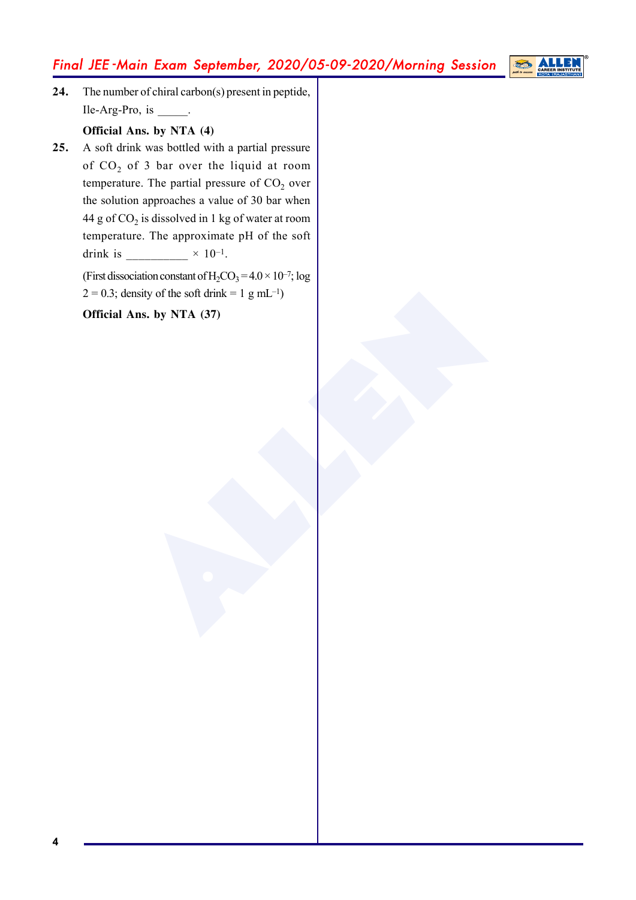**24.** The number of chiral carbon(s) present in peptide, Ile-Arg-Pro, is _____.

**Official Ans. by NTA (4)**

**25.** A soft drink was bottled with a partial pressure of $CO_2$ of 3 bar over the liquid at room temperature. The partial pressure of $CO_2$ over the solution approaches a value of 30 bar when 44 g of $CO_2$ is dissolved in 1 kg of water at room temperature. The approximate pH of the soft drink is __________ $\times 10^{-1}$.

(First dissociation constant of $H_2CO_3 = 4.0 \times 10^{-7}$; log 2 = 0.3; density of the soft drink = 1 g $mL^{-1}$)

**Official Ans. by NTA (37)**